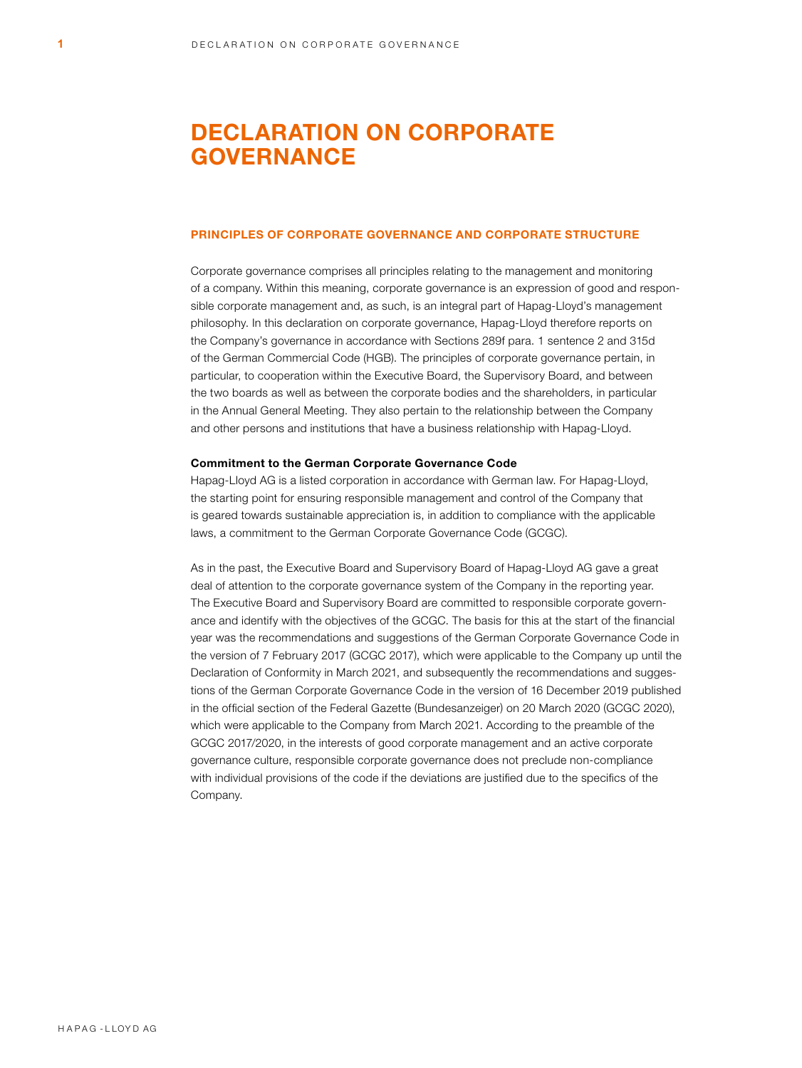# DECLARATION ON CORPORATE GOVERNANCE

## PRINCIPLES OF CORPORATE GOVERNANCE AND CORPORATE STRUCTURE

Corporate governance comprises all principles relating to the management and monitoring of a company. Within this meaning, corporate governance is an expression of good and responsible corporate management and, as such, is an integral part of Hapag-Lloyd's management philosophy. In this declaration on corporate governance, Hapag-Lloyd therefore reports on the Company's governance in accordance with Sections 289f para. 1 sentence 2 and 315d of the German Commercial Code (HGB). The principles of corporate governance pertain, in particular, to cooperation within the Executive Board, the Supervisory Board, and between the two boards as well as between the corporate bodies and the shareholders, in particular in the Annual General Meeting. They also pertain to the relationship between the Company and other persons and institutions that have a business relationship with Hapag-Lloyd.

### Commitment to the German Corporate Governance Code

Hapag-Lloyd AG is a listed corporation in accordance with German law. For Hapag-Lloyd, the starting point for ensuring responsible management and control of the Company that is geared towards sustainable appreciation is, in addition to compliance with the applicable laws, a commitment to the German Corporate Governance Code (GCGC).

As in the past, the Executive Board and Supervisory Board of Hapag-Lloyd AG gave a great deal of attention to the corporate governance system of the Company in the reporting year. The Executive Board and Supervisory Board are committed to responsible corporate governance and identify with the objectives of the GCGC. The basis for this at the start of the financial year was the recommendations and suggestions of the German Corporate Governance Code in the version of 7 February 2017 (GCGC 2017), which were applicable to the Company up until the Declaration of Conformity in March 2021, and subsequently the recommendations and suggestions of the German Corporate Governance Code in the version of 16 December 2019 published in the official section of the Federal Gazette (Bundesanzeiger) on 20 March 2020 (GCGC 2020), which were applicable to the Company from March 2021. According to the preamble of the GCGC 2017/2020, in the interests of good corporate management and an active corporate governance culture, responsible corporate governance does not preclude non-compliance with individual provisions of the code if the deviations are justified due to the specifics of the Company.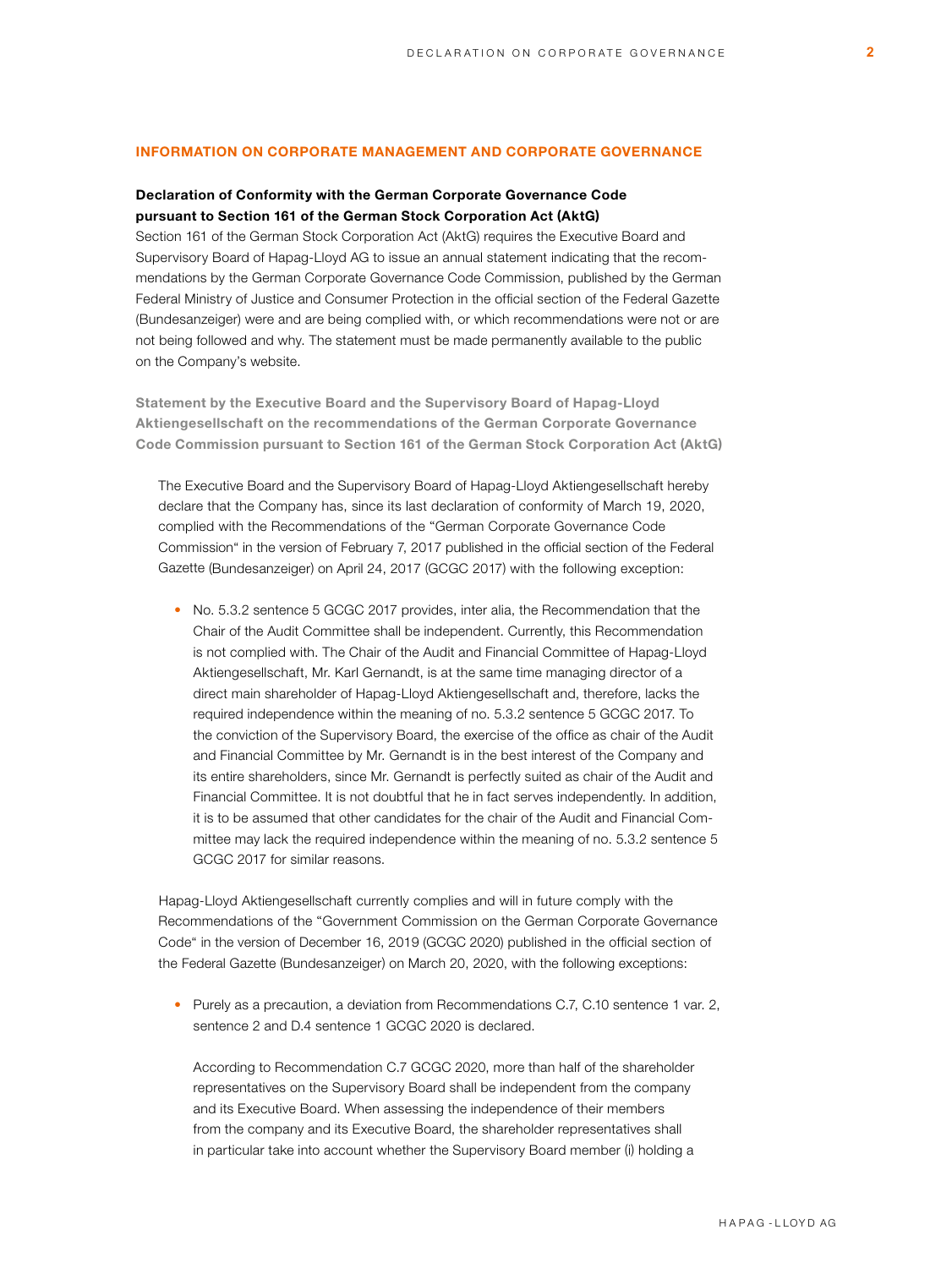## INFORMATION ON CORPORATE MANAGEMENT AND CORPORATE GOVERNANCE

### Declaration of Conformity with the German Corporate Governance Code pursuant to Section 161 of the German Stock Corporation Act (AktG)

Section 161 of the German Stock Corporation Act (AktG) requires the Executive Board and Supervisory Board of Hapag-Lloyd AG to issue an annual statement indicating that the recommendations by the German Corporate Governance Code Commission, published by the German Federal Ministry of Justice and Consumer Protection in the official section of the Federal Gazette (Bundesanzeiger) were and are being complied with, or which recommendations were not or are not being followed and why. The statement must be made permanently available to the public on the Company's website.

**Statement by the Executive Board and the Supervisory Board of Hapag-Lloyd Aktiengesellschaft on the recommendations of the German Corporate Governance Code Commission pursuant to Section 161 of the German Stock Corporation Act (AktG)**

The Executive Board and the Supervisory Board of Hapag-Lloyd Aktiengesellschaft hereby declare that the Company has, since its last declaration of conformity of March 19, 2020, complied with the Recommendations of the "German Corporate Governance Code Commission" in the version of February 7, 2017 published in the official section of the Federal Gazette (Bundesanzeiger) on April 24, 2017 (GCGC 2017) with the following exception:

- No. 5.3.2 sentence 5 GCGC 2017 provides, inter alia, the Recommendation that the Chair of the Audit Committee shall be independent. Currently, this Recommendation is not complied with. The Chair of the Audit and Financial Committee of Hapag-Lloyd Aktiengesellschaft, Mr. Karl Gernandt, is at the same time managing director of a direct main shareholder of Hapag-Lloyd Aktiengesellschaft and, therefore, lacks the required independence within the meaning of no. 5.3.2 sentence 5 GCGC 2017. To the conviction of the Supervisory Board, the exercise of the office as chair of the Audit and Financial Committee by Mr. Gernandt is in the best interest of the Company and its entire shareholders, since Mr. Gernandt is perfectly suited as chair of the Audit and Financial Committee. It is not doubtful that he in fact serves independently. In addition, it is to be assumed that other candidates for the chair of the Audit and Financial Committee may lack the required independence within the meaning of no. 5.3.2 sentence 5 GCGC 2017 for similar reasons.

Hapag-Lloyd Aktiengesellschaft currently complies and will in future comply with the Recommendations of the "Government Commission on the German Corporate Governance Code" in the version of December 16, 2019 (GCGC 2020) published in the official section of the Federal Gazette (Bundesanzeiger) on March 20, 2020, with the following exceptions:

- Purely as a precaution, a deviation from Recommendations C.7, C.10 sentence 1 var. 2, sentence 2 and D.4 sentence 1 GCGC 2020 is declared.

  According to Recommendation C.7 GCGC 2020, more than half of the shareholder representatives on the Supervisory Board shall be independent from the company and its Executive Board. When assessing the independence of their members from the company and its Executive Board, the shareholder representatives shall in particular take into account whether the Supervisory Board member (i) holding a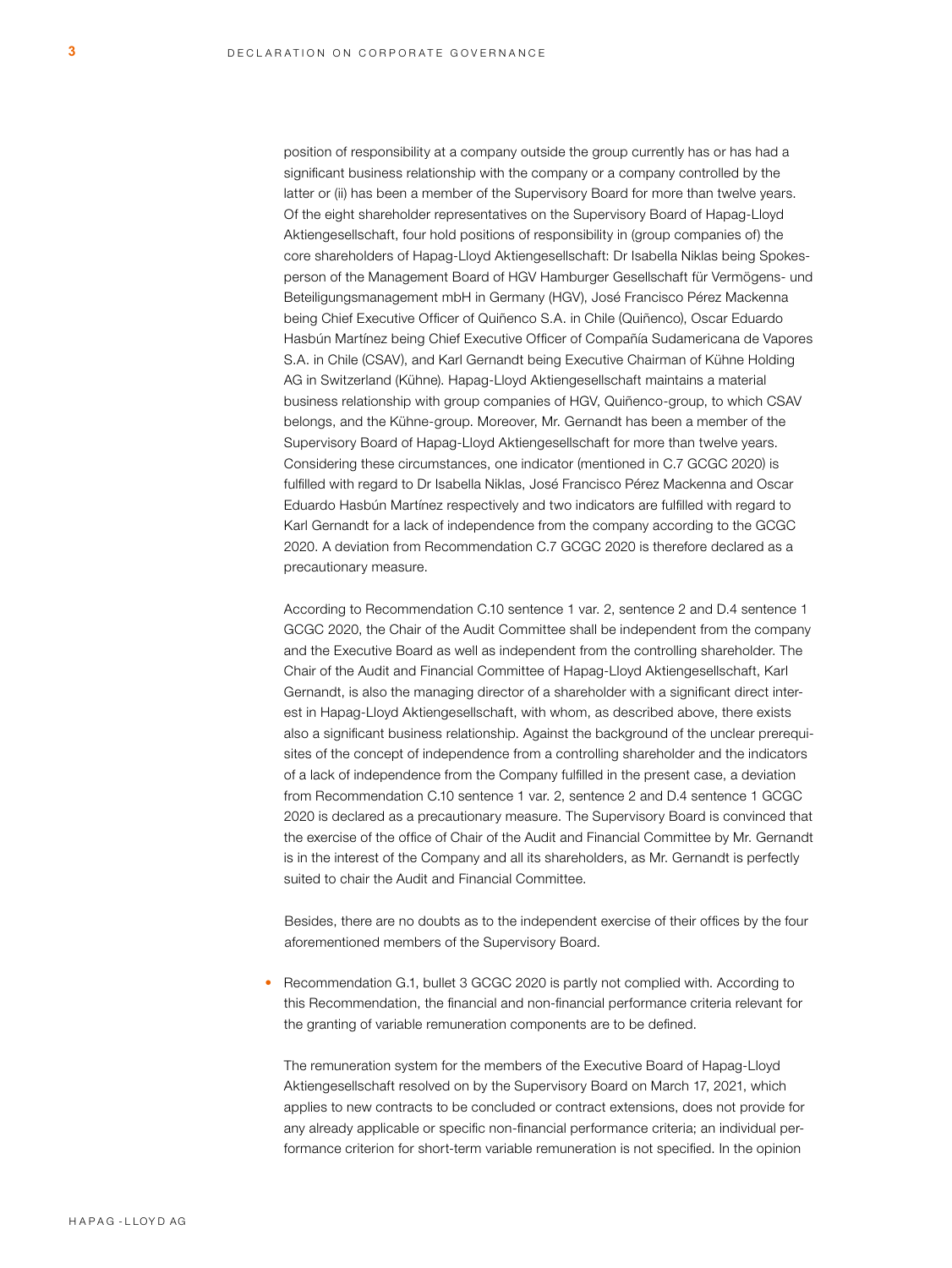position of responsibility at a company outside the group currently has or has had a significant business relationship with the company or a company controlled by the latter or (ii) has been a member of the Supervisory Board for more than twelve years. Of the eight shareholder representatives on the Supervisory Board of Hapag-Lloyd Aktiengesellschaft, four hold positions of responsibility in (group companies of) the core shareholders of Hapag-Lloyd Aktiengesellschaft: Dr Isabella Niklas being Spokesperson of the Management Board of HGV Hamburger Gesellschaft für Vermögens- und Beteiligungsmanagement mbH in Germany (HGV), José Francisco Pérez Mackenna being Chief Executive Officer of Quiñenco S.A. in Chile (Quiñenco), Oscar Eduardo Hasbún Martínez being Chief Executive Officer of Compañía Sudamericana de Vapores S.A. in Chile (CSAV), and Karl Gernandt being Executive Chairman of Kühne Holding AG in Switzerland (Kühne). Hapag-Lloyd Aktiengesellschaft maintains a material business relationship with group companies of HGV, Quiñenco-group, to which CSAV belongs, and the Kühne-group. Moreover, Mr. Gernandt has been a member of the Supervisory Board of Hapag-Lloyd Aktiengesellschaft for more than twelve years. Considering these circumstances, one indicator (mentioned in C.7 GCGC 2020) is fulfilled with regard to Dr Isabella Niklas, José Francisco Pérez Mackenna and Oscar Eduardo Hasbún Martínez respectively and two indicators are fulfilled with regard to Karl Gernandt for a lack of independence from the company according to the GCGC 2020. A deviation from Recommendation C.7 GCGC 2020 is therefore declared as a precautionary measure.

According to Recommendation C.10 sentence 1 var. 2, sentence 2 and D.4 sentence 1 GCGC 2020, the Chair of the Audit Committee shall be independent from the company and the Executive Board as well as independent from the controlling shareholder. The Chair of the Audit and Financial Committee of Hapag-Lloyd Aktiengesellschaft, Karl Gernandt, is also the managing director of a shareholder with a significant direct interest in Hapag-Lloyd Aktiengesellschaft, with whom, as described above, there exists also a significant business relationship. Against the background of the unclear prerequisites of the concept of independence from a controlling shareholder and the indicators of a lack of independence from the Company fulfilled in the present case, a deviation from Recommendation C.10 sentence 1 var. 2, sentence 2 and D.4 sentence 1 GCGC 2020 is declared as a precautionary measure. The Supervisory Board is convinced that the exercise of the office of Chair of the Audit and Financial Committee by Mr. Gernandt is in the interest of the Company and all its shareholders, as Mr. Gernandt is perfectly suited to chair the Audit and Financial Committee.

Besides, there are no doubts as to the independent exercise of their offices by the four aforementioned members of the Supervisory Board.

- Recommendation G.1, bullet 3 GCGC 2020 is partly not complied with. According to this Recommendation, the financial and non-financial performance criteria relevant for the granting of variable remuneration components are to be defined.

  The remuneration system for the members of the Executive Board of Hapag-Lloyd Aktiengesellschaft resolved on by the Supervisory Board on March 17, 2021, which applies to new contracts to be concluded or contract extensions, does not provide for any already applicable or specific non-financial performance criteria; an individual performance criterion for short-term variable remuneration is not specified. In the opinion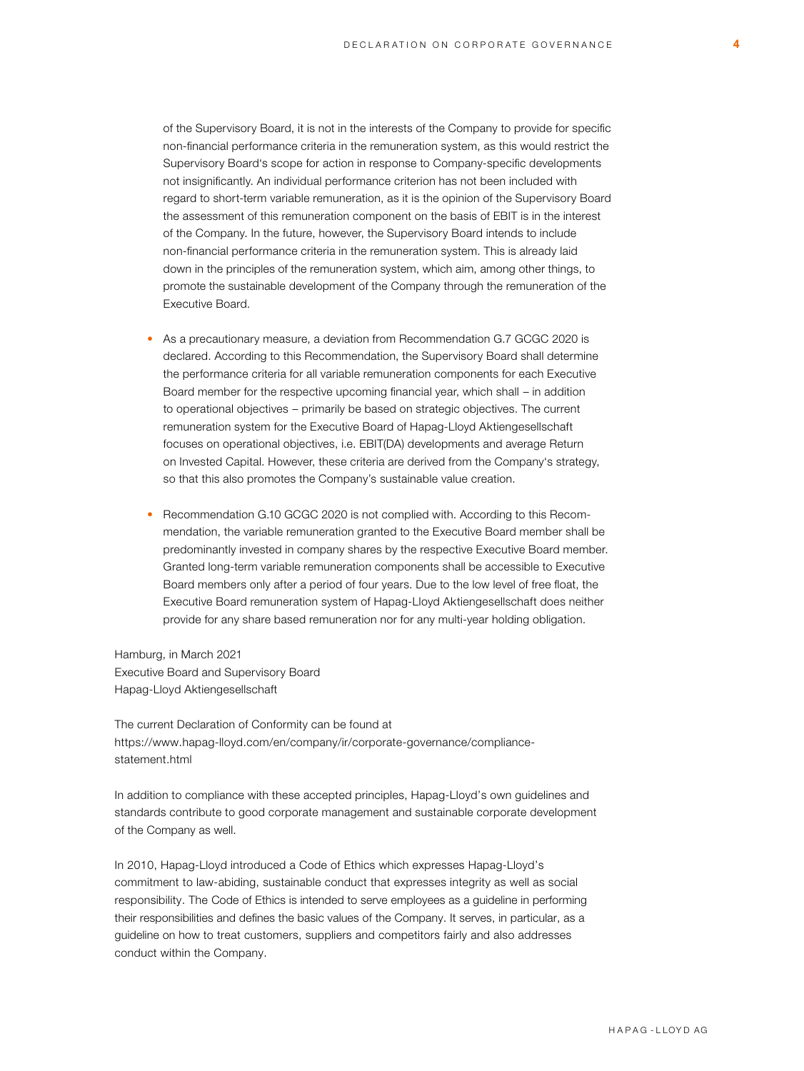of the Supervisory Board, it is not in the interests of the Company to provide for specific non-financial performance criteria in the remuneration system, as this would restrict the Supervisory Board's scope for action in response to Company-specific developments not insignificantly. An individual performance criterion has not been included with regard to short-term variable remuneration, as it is the opinion of the Supervisory Board the assessment of this remuneration component on the basis of EBIT is in the interest of the Company. In the future, however, the Supervisory Board intends to include non-financial performance criteria in the remuneration system. This is already laid down in the principles of the remuneration system, which aim, among other things, to promote the sustainable development of the Company through the remuneration of the Executive Board.

- As a precautionary measure, a deviation from Recommendation G.7 GCGC 2020 is declared. According to this Recommendation, the Supervisory Board shall determine the performance criteria for all variable remuneration components for each Executive Board member for the respective upcoming financial year, which shall – in addition to operational objectives – primarily be based on strategic objectives. The current remuneration system for the Executive Board of Hapag-Lloyd Aktiengesellschaft focuses on operational objectives, i.e. EBIT(DA) developments and average Return on Invested Capital. However, these criteria are derived from the Company's strategy, so that this also promotes the Company's sustainable value creation.

- Recommendation G.10 GCGC 2020 is not complied with. According to this Recommendation, the variable remuneration granted to the Executive Board member shall be predominantly invested in company shares by the respective Executive Board member. Granted long-term variable remuneration components shall be accessible to Executive Board members only after a period of four years. Due to the low level of free float, the Executive Board remuneration system of Hapag-Lloyd Aktiengesellschaft does neither provide for any share based remuneration nor for any multi-year holding obligation.

Hamburg, in March 2021
Executive Board and Supervisory Board
Hapag-Lloyd Aktiengesellschaft

The current Declaration of Conformity can be found at
https://www.hapag-lloyd.com/en/company/ir/corporate-governance/compliance-statement.html

In addition to compliance with these accepted principles, Hapag-Lloyd's own guidelines and standards contribute to good corporate management and sustainable corporate development of the Company as well.

In 2010, Hapag-Lloyd introduced a Code of Ethics which expresses Hapag-Lloyd's commitment to law-abiding, sustainable conduct that expresses integrity as well as social responsibility. The Code of Ethics is intended to serve employees as a guideline in performing their responsibilities and defines the basic values of the Company. It serves, in particular, as a guideline on how to treat customers, suppliers and competitors fairly and also addresses conduct within the Company.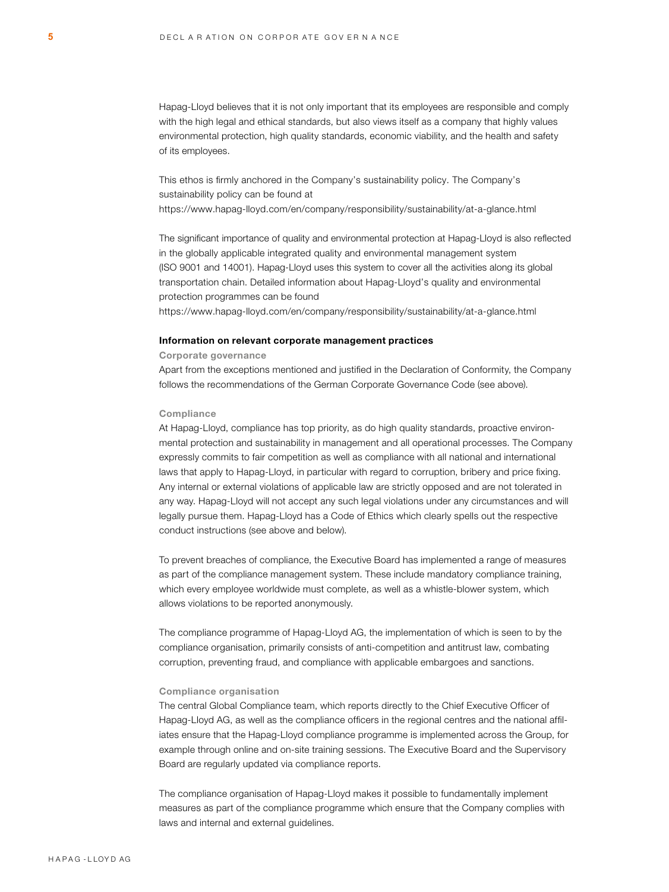Hapag-Lloyd believes that it is not only important that its employees are responsible and comply with the high legal and ethical standards, but also views itself as a company that highly values environmental protection, high quality standards, economic viability, and the health and safety of its employees.

This ethos is firmly anchored in the Company's sustainability policy. The Company's sustainability policy can be found at
https://www.hapag-lloyd.com/en/company/responsibility/sustainability/at-a-glance.html

The significant importance of quality and environmental protection at Hapag-Lloyd is also reflected in the globally applicable integrated quality and environmental management system (ISO 9001 and 14001). Hapag-Lloyd uses this system to cover all the activities along its global transportation chain. Detailed information about Hapag-Lloyd's quality and environmental protection programmes can be found
https://www.hapag-lloyd.com/en/company/responsibility/sustainability/at-a-glance.html

**Information on relevant corporate management practices**

**Corporate governance**

Apart from the exceptions mentioned and justified in the Declaration of Conformity, the Company follows the recommendations of the German Corporate Governance Code (see above).

**Compliance**

At Hapag-Lloyd, compliance has top priority, as do high quality standards, proactive environmental protection and sustainability in management and all operational processes. The Company expressly commits to fair competition as well as compliance with all national and international laws that apply to Hapag-Lloyd, in particular with regard to corruption, bribery and price fixing. Any internal or external violations of applicable law are strictly opposed and are not tolerated in any way. Hapag-Lloyd will not accept any such legal violations under any circumstances and will legally pursue them. Hapag-Lloyd has a Code of Ethics which clearly spells out the respective conduct instructions (see above and below).

To prevent breaches of compliance, the Executive Board has implemented a range of measures as part of the compliance management system. These include mandatory compliance training, which every employee worldwide must complete, as well as a whistle-blower system, which allows violations to be reported anonymously.

The compliance programme of Hapag-Lloyd AG, the implementation of which is seen to by the compliance organisation, primarily consists of anti-competition and antitrust law, combating corruption, preventing fraud, and compliance with applicable embargoes and sanctions.

**Compliance organisation**

The central Global Compliance team, which reports directly to the Chief Executive Officer of Hapag-Lloyd AG, as well as the compliance officers in the regional centres and the national affiliates ensure that the Hapag-Lloyd compliance programme is implemented across the Group, for example through online and on-site training sessions. The Executive Board and the Supervisory Board are regularly updated via compliance reports.

The compliance organisation of Hapag-Lloyd makes it possible to fundamentally implement measures as part of the compliance programme which ensure that the Company complies with laws and internal and external guidelines.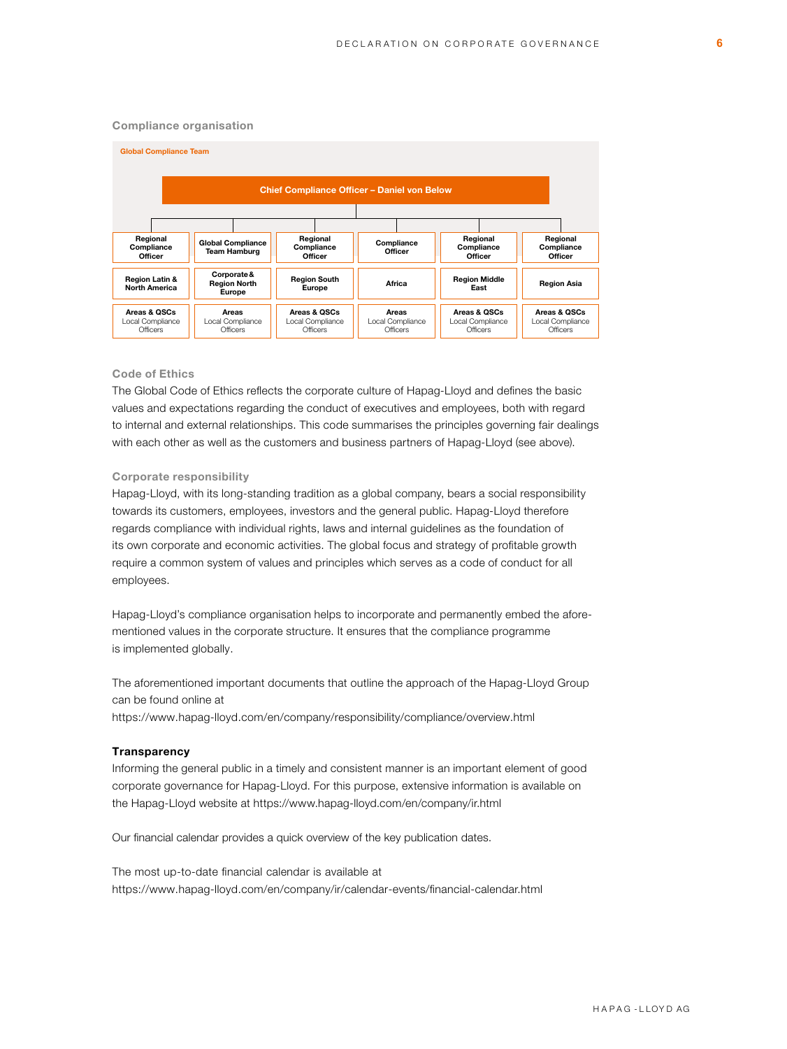### Compliance organisation

**Global Compliance Team**

**Chief Compliance Officer – Daniel von Below**

| Regional Compliance Officer | Global Compliance Team Hamburg | Regional Compliance Officer | Compliance Officer | Regional Compliance Officer | Regional Compliance Officer |
|---|---|---|---|---|---|
| Region Latin & North America | Corporate & Region North Europe | Region South Europe | Africa | Region Middle East | Region Asia |
| Areas & QSCs Local Compliance Officers | Areas Local Compliance Officers | Areas & QSCs Local Compliance Officers | Areas Local Compliance Officers | Areas & QSCs Local Compliance Officers | Areas & QSCs Local Compliance Officers |

### Code of Ethics

The Global Code of Ethics reflects the corporate culture of Hapag-Lloyd and defines the basic values and expectations regarding the conduct of executives and employees, both with regard to internal and external relationships. This code summarises the principles governing fair dealings with each other as well as the customers and business partners of Hapag-Lloyd (see above).

### Corporate responsibility

Hapag-Lloyd, with its long-standing tradition as a global company, bears a social responsibility towards its customers, employees, investors and the general public. Hapag-Lloyd therefore regards compliance with individual rights, laws and internal guidelines as the foundation of its own corporate and economic activities. The global focus and strategy of profitable growth require a common system of values and principles which serves as a code of conduct for all employees.

Hapag-Lloyd's compliance organisation helps to incorporate and permanently embed the aforementioned values in the corporate structure. It ensures that the compliance programme is implemented globally.

The aforementioned important documents that outline the approach of the Hapag-Lloyd Group can be found online at https://www.hapag-lloyd.com/en/company/responsibility/compliance/overview.html

## Transparency

Informing the general public in a timely and consistent manner is an important element of good corporate governance for Hapag-Lloyd. For this purpose, extensive information is available on the Hapag-Lloyd website at https://www.hapag-lloyd.com/en/company/ir.html

Our financial calendar provides a quick overview of the key publication dates.

The most up-to-date financial calendar is available at https://www.hapag-lloyd.com/en/company/ir/calendar-events/financial-calendar.html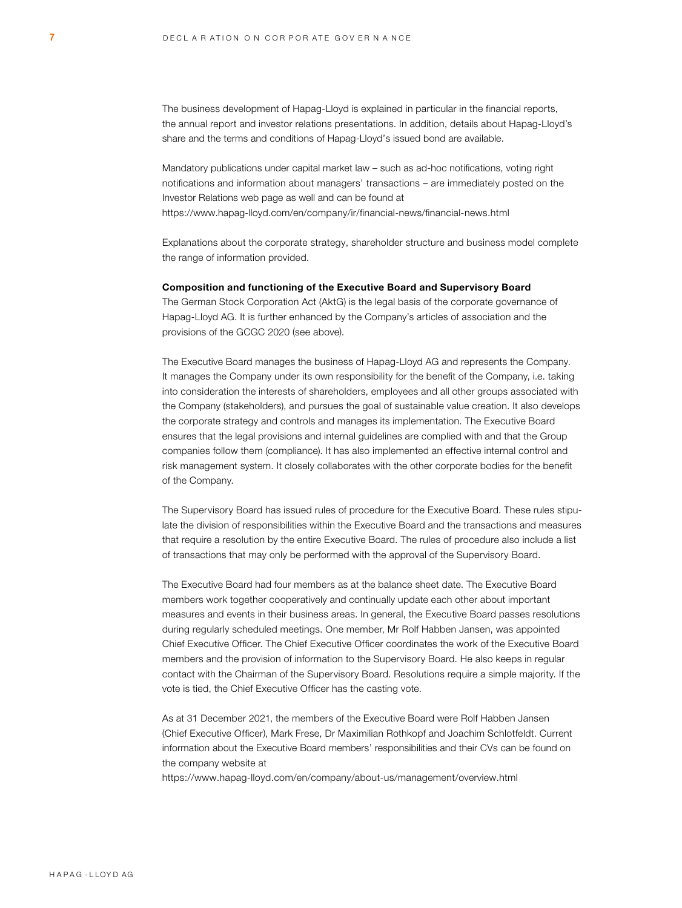The business development of Hapag-Lloyd is explained in particular in the financial reports, the annual report and investor relations presentations. In addition, details about Hapag-Lloyd's share and the terms and conditions of Hapag-Lloyd's issued bond are available.

Mandatory publications under capital market law – such as ad-hoc notifications, voting right notifications and information about managers' transactions – are immediately posted on the Investor Relations web page as well and can be found at
https://www.hapag-lloyd.com/en/company/ir/financial-news/financial-news.html

Explanations about the corporate strategy, shareholder structure and business model complete the range of information provided.

**Composition and functioning of the Executive Board and Supervisory Board**

The German Stock Corporation Act (AktG) is the legal basis of the corporate governance of Hapag-Lloyd AG. It is further enhanced by the Company's articles of association and the provisions of the GCGC 2020 (see above).

The Executive Board manages the business of Hapag-Lloyd AG and represents the Company. It manages the Company under its own responsibility for the benefit of the Company, i.e. taking into consideration the interests of shareholders, employees and all other groups associated with the Company (stakeholders), and pursues the goal of sustainable value creation. It also develops the corporate strategy and controls and manages its implementation. The Executive Board ensures that the legal provisions and internal guidelines are complied with and that the Group companies follow them (compliance). It has also implemented an effective internal control and risk management system. It closely collaborates with the other corporate bodies for the benefit of the Company.

The Supervisory Board has issued rules of procedure for the Executive Board. These rules stipulate the division of responsibilities within the Executive Board and the transactions and measures that require a resolution by the entire Executive Board. The rules of procedure also include a list of transactions that may only be performed with the approval of the Supervisory Board.

The Executive Board had four members as at the balance sheet date. The Executive Board members work together cooperatively and continually update each other about important measures and events in their business areas. In general, the Executive Board passes resolutions during regularly scheduled meetings. One member, Mr Rolf Habben Jansen, was appointed Chief Executive Officer. The Chief Executive Officer coordinates the work of the Executive Board members and the provision of information to the Supervisory Board. He also keeps in regular contact with the Chairman of the Supervisory Board. Resolutions require a simple majority. If the vote is tied, the Chief Executive Officer has the casting vote.

As at 31 December 2021, the members of the Executive Board were Rolf Habben Jansen (Chief Executive Officer), Mark Frese, Dr Maximilian Rothkopf and Joachim Schlotfeldt. Current information about the Executive Board members' responsibilities and their CVs can be found on the company website at
https://www.hapag-lloyd.com/en/company/about-us/management/overview.html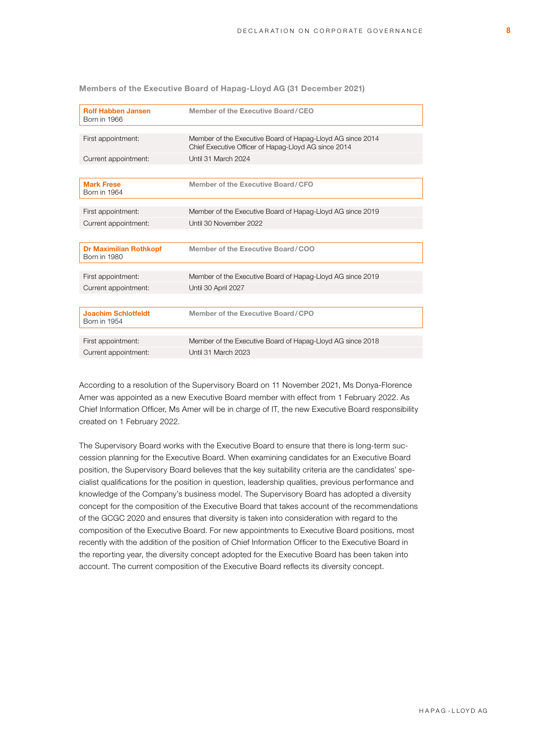**Members of the Executive Board of Hapag-Lloyd AG (31 December 2021)**

| **Rolf Habben Jansen**<br>Born in 1966 | **Member of the Executive Board / CEO** |
|---|---|
| First appointment: | Member of the Executive Board of Hapag-Lloyd AG since 2014<br>Chief Executive Officer of Hapag-Lloyd AG since 2014 |
| Current appointment: | Until 31 March 2024 |

| **Mark Frese**<br>Born in 1964 | **Member of the Executive Board / CFO** |
|---|---|
| First appointment: | Member of the Executive Board of Hapag-Lloyd AG since 2019 |
| Current appointment: | Until 30 November 2022 |

| **Dr Maximilian Rothkopf**<br>Born in 1980 | **Member of the Executive Board / COO** |
|---|---|
| First appointment: | Member of the Executive Board of Hapag-Lloyd AG since 2019 |
| Current appointment: | Until 30 April 2027 |

| **Joachim Schlotfeldt**<br>Born in 1954 | **Member of the Executive Board / CPO** |
|---|---|
| First appointment: | Member of the Executive Board of Hapag-Lloyd AG since 2018 |
| Current appointment: | Until 31 March 2023 |

According to a resolution of the Supervisory Board on 11 November 2021, Ms Donya-Florence Amer was appointed as a new Executive Board member with effect from 1 February 2022. As Chief Information Officer, Ms Amer will be in charge of IT, the new Executive Board responsibility created on 1 February 2022.

The Supervisory Board works with the Executive Board to ensure that there is long-term succession planning for the Executive Board. When examining candidates for an Executive Board position, the Supervisory Board believes that the key suitability criteria are the candidates' specialist qualifications for the position in question, leadership qualities, previous performance and knowledge of the Company's business model. The Supervisory Board has adopted a diversity concept for the composition of the Executive Board that takes account of the recommendations of the GCGC 2020 and ensures that diversity is taken into consideration with regard to the composition of the Executive Board. For new appointments to Executive Board positions, most recently with the addition of the position of Chief Information Officer to the Executive Board in the reporting year, the diversity concept adopted for the Executive Board has been taken into account. The current composition of the Executive Board reflects its diversity concept.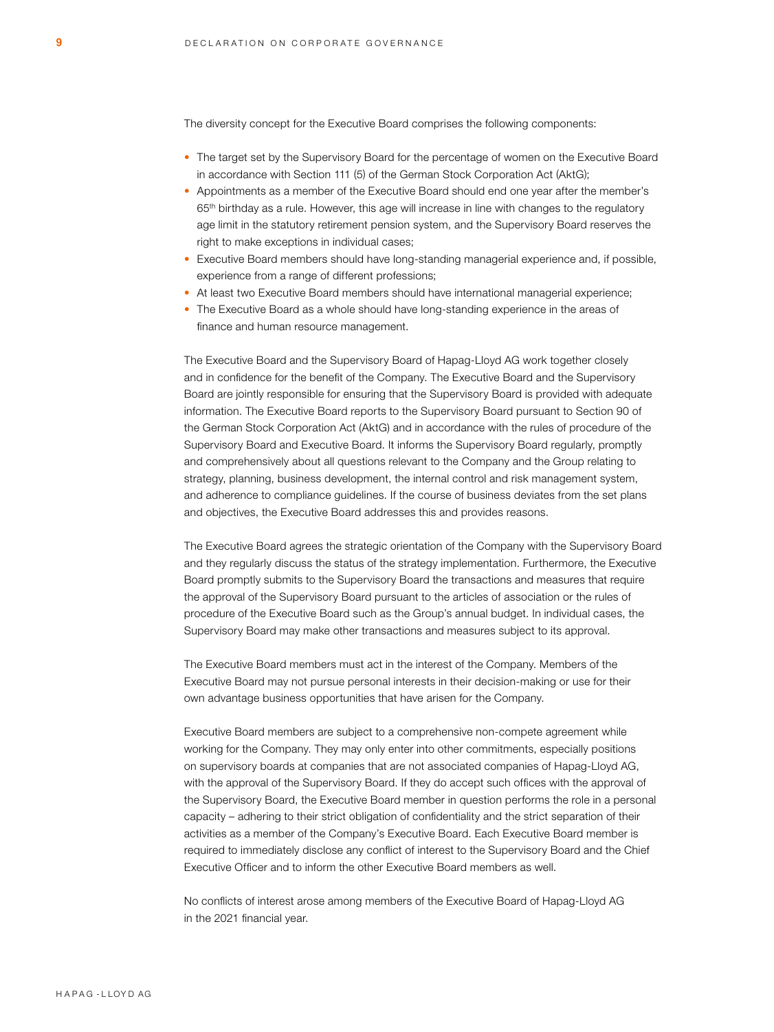The diversity concept for the Executive Board comprises the following components:

- The target set by the Supervisory Board for the percentage of women on the Executive Board in accordance with Section 111 (5) of the German Stock Corporation Act (AktG);
- Appointments as a member of the Executive Board should end one year after the member's 65th birthday as a rule. However, this age will increase in line with changes to the regulatory age limit in the statutory retirement pension system, and the Supervisory Board reserves the right to make exceptions in individual cases;
- Executive Board members should have long-standing managerial experience and, if possible, experience from a range of different professions;
- At least two Executive Board members should have international managerial experience;
- The Executive Board as a whole should have long-standing experience in the areas of finance and human resource management.

The Executive Board and the Supervisory Board of Hapag-Lloyd AG work together closely and in confidence for the benefit of the Company. The Executive Board and the Supervisory Board are jointly responsible for ensuring that the Supervisory Board is provided with adequate information. The Executive Board reports to the Supervisory Board pursuant to Section 90 of the German Stock Corporation Act (AktG) and in accordance with the rules of procedure of the Supervisory Board and Executive Board. It informs the Supervisory Board regularly, promptly and comprehensively about all questions relevant to the Company and the Group relating to strategy, planning, business development, the internal control and risk management system, and adherence to compliance guidelines. If the course of business deviates from the set plans and objectives, the Executive Board addresses this and provides reasons.

The Executive Board agrees the strategic orientation of the Company with the Supervisory Board and they regularly discuss the status of the strategy implementation. Furthermore, the Executive Board promptly submits to the Supervisory Board the transactions and measures that require the approval of the Supervisory Board pursuant to the articles of association or the rules of procedure of the Executive Board such as the Group's annual budget. In individual cases, the Supervisory Board may make other transactions and measures subject to its approval.

The Executive Board members must act in the interest of the Company. Members of the Executive Board may not pursue personal interests in their decision-making or use for their own advantage business opportunities that have arisen for the Company.

Executive Board members are subject to a comprehensive non-compete agreement while working for the Company. They may only enter into other commitments, especially positions on supervisory boards at companies that are not associated companies of Hapag-Lloyd AG, with the approval of the Supervisory Board. If they do accept such offices with the approval of the Supervisory Board, the Executive Board member in question performs the role in a personal capacity – adhering to their strict obligation of confidentiality and the strict separation of their activities as a member of the Company's Executive Board. Each Executive Board member is required to immediately disclose any conflict of interest to the Supervisory Board and the Chief Executive Officer and to inform the other Executive Board members as well.

No conflicts of interest arose among members of the Executive Board of Hapag-Lloyd AG in the 2021 financial year.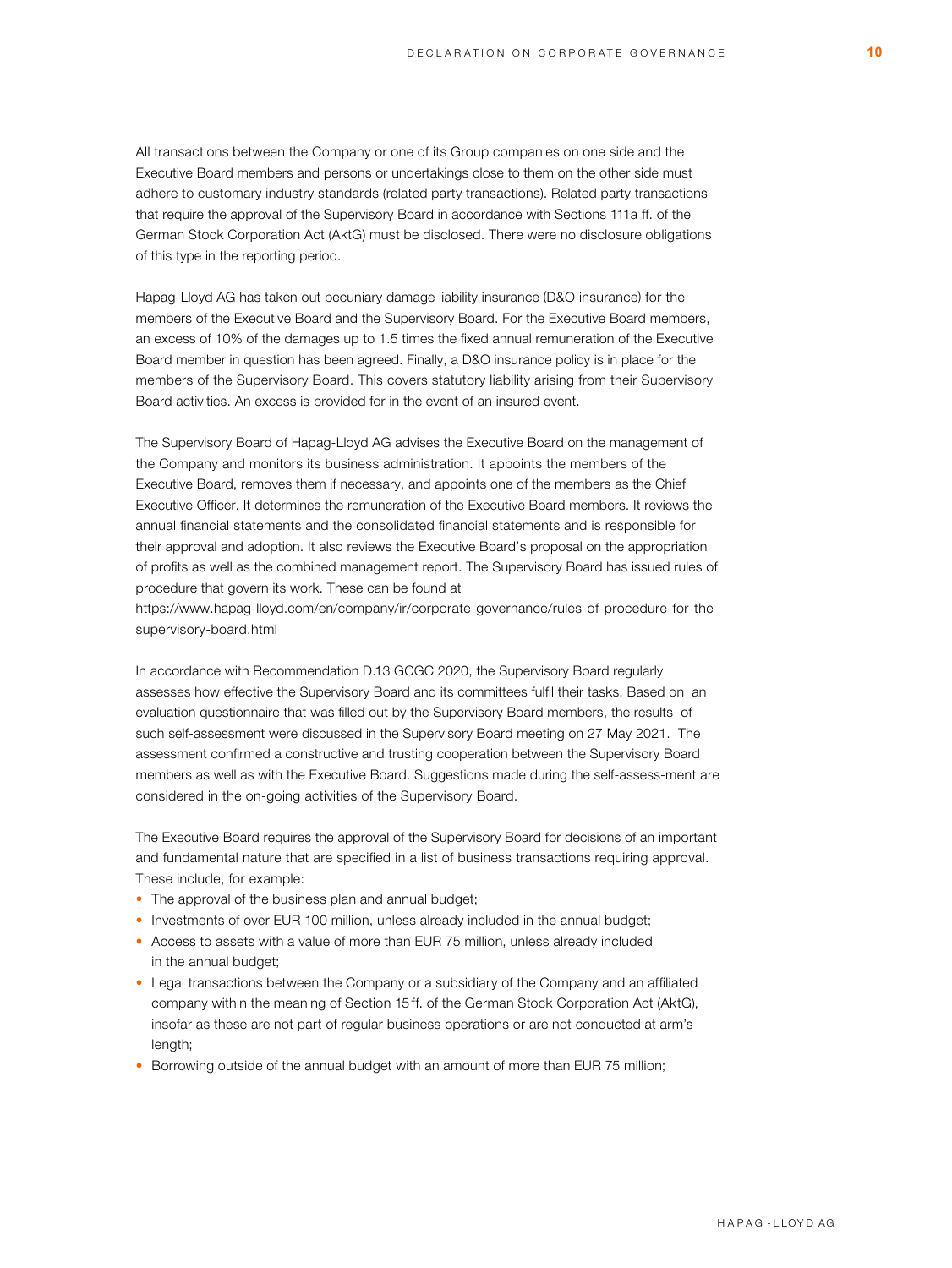All transactions between the Company or one of its Group companies on one side and the Executive Board members and persons or undertakings close to them on the other side must adhere to customary industry standards (related party transactions). Related party transactions that require the approval of the Supervisory Board in accordance with Sections 111a ff. of the German Stock Corporation Act (AktG) must be disclosed. There were no disclosure obligations of this type in the reporting period.

Hapag-Lloyd AG has taken out pecuniary damage liability insurance (D&O insurance) for the members of the Executive Board and the Supervisory Board. For the Executive Board members, an excess of 10% of the damages up to 1.5 times the fixed annual remuneration of the Executive Board member in question has been agreed. Finally, a D&O insurance policy is in place for the members of the Supervisory Board. This covers statutory liability arising from their Supervisory Board activities. An excess is provided for in the event of an insured event.

The Supervisory Board of Hapag-Lloyd AG advises the Executive Board on the management of the Company and monitors its business administration. It appoints the members of the Executive Board, removes them if necessary, and appoints one of the members as the Chief Executive Officer. It determines the remuneration of the Executive Board members. It reviews the annual financial statements and the consolidated financial statements and is responsible for their approval and adoption. It also reviews the Executive Board's proposal on the appropriation of profits as well as the combined management report. The Supervisory Board has issued rules of procedure that govern its work. These can be found at https://www.hapag-lloyd.com/en/company/ir/corporate-governance/rules-of-procedure-for-the-supervisory-board.html

In accordance with Recommendation D.13 GCGC 2020, the Supervisory Board regularly assesses how effective the Supervisory Board and its committees fulfil their tasks. Based on an evaluation questionnaire that was filled out by the Supervisory Board members, the results of such self-assessment were discussed in the Supervisory Board meeting on 27 May 2021. The assessment confirmed a constructive and trusting cooperation between the Supervisory Board members as well as with the Executive Board. Suggestions made during the self-assess-ment are considered in the on-going activities of the Supervisory Board.

The Executive Board requires the approval of the Supervisory Board for decisions of an important and fundamental nature that are specified in a list of business transactions requiring approval. These include, for example:

- The approval of the business plan and annual budget;
- Investments of over EUR 100 million, unless already included in the annual budget;
- Access to assets with a value of more than EUR 75 million, unless already included in the annual budget;
- Legal transactions between the Company or a subsidiary of the Company and an affiliated company within the meaning of Section 15 ff. of the German Stock Corporation Act (AktG), insofar as these are not part of regular business operations or are not conducted at arm's length;
- Borrowing outside of the annual budget with an amount of more than EUR 75 million;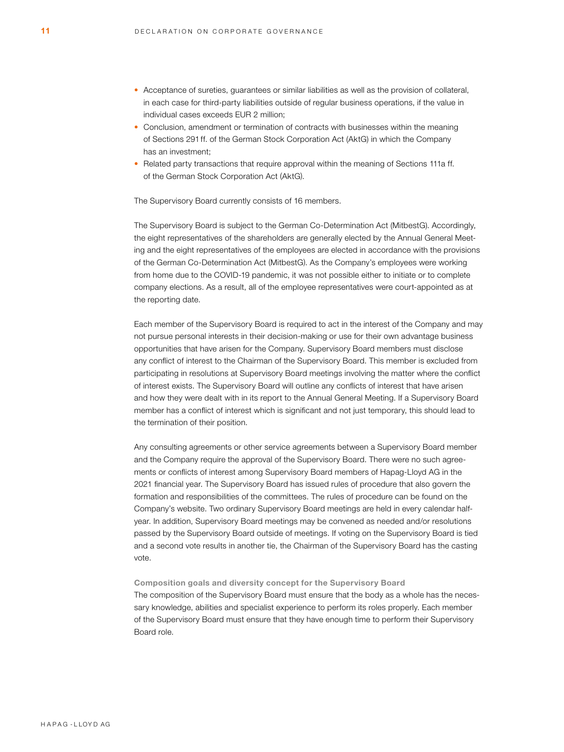- Acceptance of sureties, guarantees or similar liabilities as well as the provision of collateral, in each case for third-party liabilities outside of regular business operations, if the value in individual cases exceeds EUR 2 million;
- Conclusion, amendment or termination of contracts with businesses within the meaning of Sections 291 ff. of the German Stock Corporation Act (AktG) in which the Company has an investment;
- Related party transactions that require approval within the meaning of Sections 111a ff. of the German Stock Corporation Act (AktG).

The Supervisory Board currently consists of 16 members.

The Supervisory Board is subject to the German Co-Determination Act (MitbestG). Accordingly, the eight representatives of the shareholders are generally elected by the Annual General Meeting and the eight representatives of the employees are elected in accordance with the provisions of the German Co-Determination Act (MitbestG). As the Company's employees were working from home due to the COVID-19 pandemic, it was not possible either to initiate or to complete company elections. As a result, all of the employee representatives were court-appointed as at the reporting date.

Each member of the Supervisory Board is required to act in the interest of the Company and may not pursue personal interests in their decision-making or use for their own advantage business opportunities that have arisen for the Company. Supervisory Board members must disclose any conflict of interest to the Chairman of the Supervisory Board. This member is excluded from participating in resolutions at Supervisory Board meetings involving the matter where the conflict of interest exists. The Supervisory Board will outline any conflicts of interest that have arisen and how they were dealt with in its report to the Annual General Meeting. If a Supervisory Board member has a conflict of interest which is significant and not just temporary, this should lead to the termination of their position.

Any consulting agreements or other service agreements between a Supervisory Board member and the Company require the approval of the Supervisory Board. There were no such agreements or conflicts of interest among Supervisory Board members of Hapag-Lloyd AG in the 2021 financial year. The Supervisory Board has issued rules of procedure that also govern the formation and responsibilities of the committees. The rules of procedure can be found on the Company's website. Two ordinary Supervisory Board meetings are held in every calendar half-year. In addition, Supervisory Board meetings may be convened as needed and/or resolutions passed by the Supervisory Board outside of meetings. If voting on the Supervisory Board is tied and a second vote results in another tie, the Chairman of the Supervisory Board has the casting vote.

**Composition goals and diversity concept for the Supervisory Board**

The composition of the Supervisory Board must ensure that the body as a whole has the necessary knowledge, abilities and specialist experience to perform its roles properly. Each member of the Supervisory Board must ensure that they have enough time to perform their Supervisory Board role.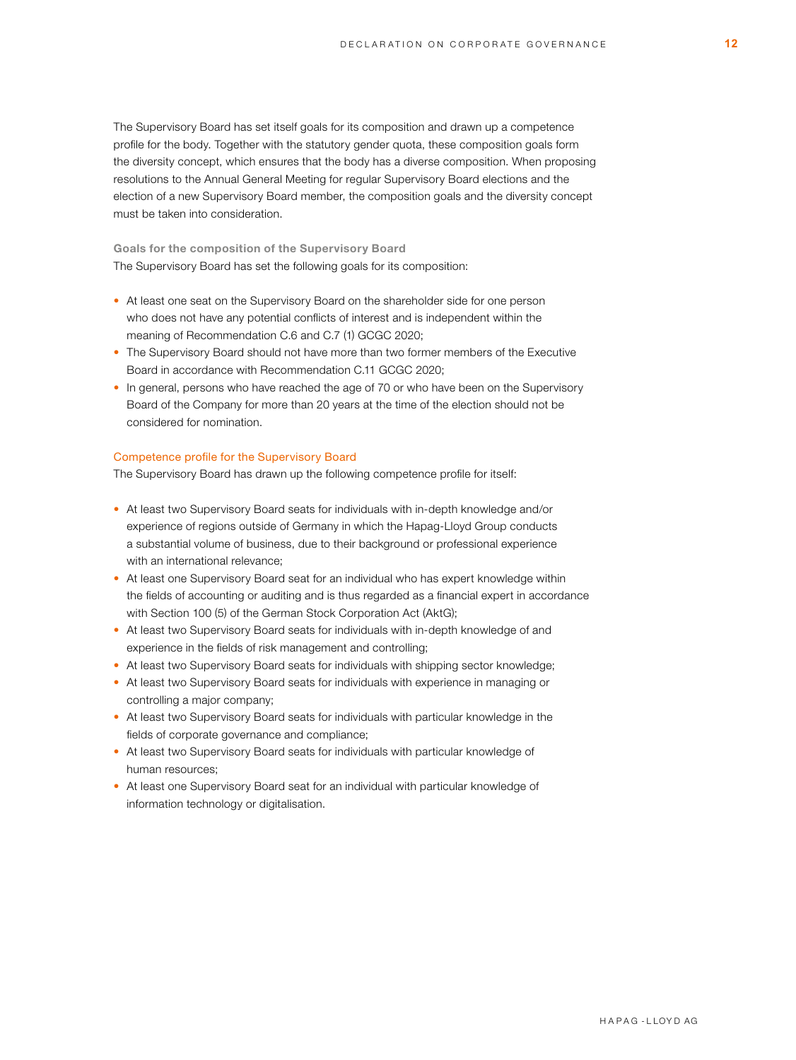The Supervisory Board has set itself goals for its composition and drawn up a competence profile for the body. Together with the statutory gender quota, these composition goals form the diversity concept, which ensures that the body has a diverse composition. When proposing resolutions to the Annual General Meeting for regular Supervisory Board elections and the election of a new Supervisory Board member, the composition goals and the diversity concept must be taken into consideration.

### Goals for the composition of the Supervisory Board

The Supervisory Board has set the following goals for its composition:

- At least one seat on the Supervisory Board on the shareholder side for one person who does not have any potential conflicts of interest and is independent within the meaning of Recommendation C.6 and C.7 (1) GCGC 2020;
- The Supervisory Board should not have more than two former members of the Executive Board in accordance with Recommendation C.11 GCGC 2020;
- In general, persons who have reached the age of 70 or who have been on the Supervisory Board of the Company for more than 20 years at the time of the election should not be considered for nomination.

### Competence profile for the Supervisory Board

The Supervisory Board has drawn up the following competence profile for itself:

- At least two Supervisory Board seats for individuals with in-depth knowledge and/or experience of regions outside of Germany in which the Hapag-Lloyd Group conducts a substantial volume of business, due to their background or professional experience with an international relevance;
- At least one Supervisory Board seat for an individual who has expert knowledge within the fields of accounting or auditing and is thus regarded as a financial expert in accordance with Section 100 (5) of the German Stock Corporation Act (AktG);
- At least two Supervisory Board seats for individuals with in-depth knowledge of and experience in the fields of risk management and controlling;
- At least two Supervisory Board seats for individuals with shipping sector knowledge;
- At least two Supervisory Board seats for individuals with experience in managing or controlling a major company;
- At least two Supervisory Board seats for individuals with particular knowledge in the fields of corporate governance and compliance;
- At least two Supervisory Board seats for individuals with particular knowledge of human resources;
- At least one Supervisory Board seat for an individual with particular knowledge of information technology or digitalisation.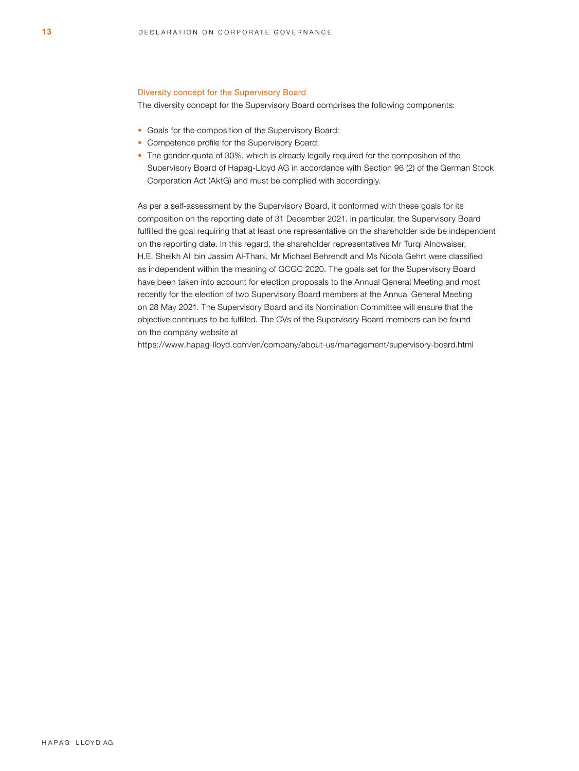### Diversity concept for the Supervisory Board

The diversity concept for the Supervisory Board comprises the following components:

- Goals for the composition of the Supervisory Board;
- Competence profile for the Supervisory Board;
- The gender quota of 30%, which is already legally required for the composition of the Supervisory Board of Hapag-Lloyd AG in accordance with Section 96 (2) of the German Stock Corporation Act (AktG) and must be complied with accordingly.

As per a self-assessment by the Supervisory Board, it conformed with these goals for its composition on the reporting date of 31 December 2021. In particular, the Supervisory Board fulfilled the goal requiring that at least one representative on the shareholder side be independent on the reporting date. In this regard, the shareholder representatives Mr Turqi Alnowaiser, H.E. Sheikh Ali bin Jassim Al-Thani, Mr Michael Behrendt and Ms Nicola Gehrt were classified as independent within the meaning of GCGC 2020. The goals set for the Supervisory Board have been taken into account for election proposals to the Annual General Meeting and most recently for the election of two Supervisory Board members at the Annual General Meeting on 28 May 2021. The Supervisory Board and its Nomination Committee will ensure that the objective continues to be fulfilled. The CVs of the Supervisory Board members can be found on the company website at
https://www.hapag-lloyd.com/en/company/about-us/management/supervisory-board.html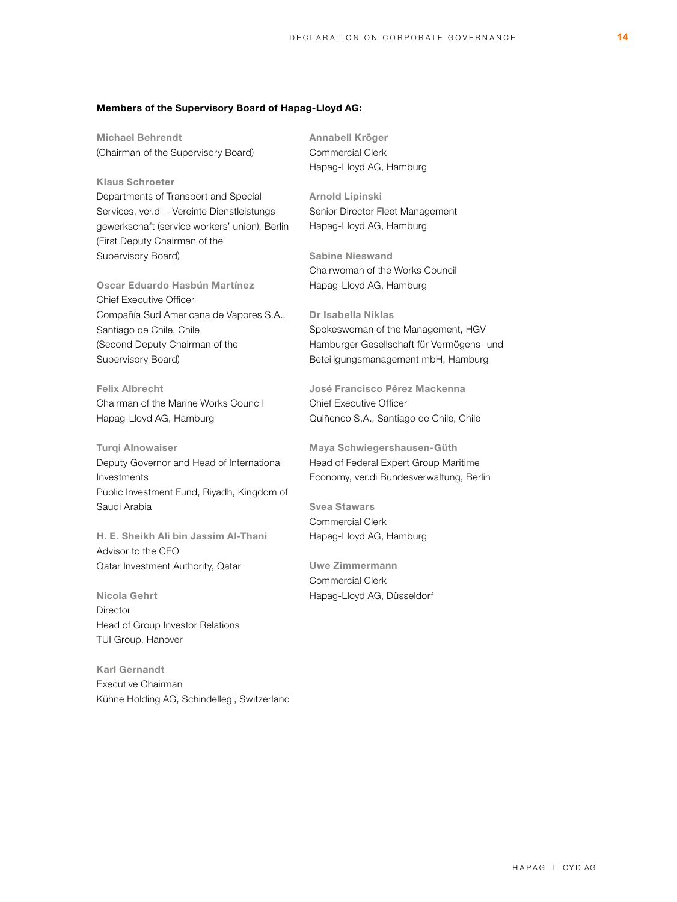**Members of the Supervisory Board of Hapag-Lloyd AG:**

**Michael Behrendt**
(Chairman of the Supervisory Board)

**Klaus Schroeter**
Departments of Transport and Special Services, ver.di – Vereinte Dienstleistungs-gewerkschaft (service workers' union), Berlin
(First Deputy Chairman of the Supervisory Board)

**Oscar Eduardo Hasbún Martínez**
Chief Executive Officer
Compañía Sud Americana de Vapores S.A., Santiago de Chile, Chile
(Second Deputy Chairman of the Supervisory Board)

**Felix Albrecht**
Chairman of the Marine Works Council
Hapag-Lloyd AG, Hamburg

**Turqi Alnowaiser**
Deputy Governor and Head of International Investments
Public Investment Fund, Riyadh, Kingdom of Saudi Arabia

**H. E. Sheikh Ali bin Jassim Al-Thani**
Advisor to the CEO
Qatar Investment Authority, Qatar

**Nicola Gehrt**
Director
Head of Group Investor Relations
TUI Group, Hanover

**Karl Gernandt**
Executive Chairman
Kühne Holding AG, Schindellegi, Switzerland

**Annabell Kröger**
Commercial Clerk
Hapag-Lloyd AG, Hamburg

**Arnold Lipinski**
Senior Director Fleet Management
Hapag-Lloyd AG, Hamburg

**Sabine Nieswand**
Chairwoman of the Works Council
Hapag-Lloyd AG, Hamburg

**Dr Isabella Niklas**
Spokeswoman of the Management, HGV Hamburger Gesellschaft für Vermögens- und Beteiligungsmanagement mbH, Hamburg

**José Francisco Pérez Mackenna**
Chief Executive Officer
Quiñenco S.A., Santiago de Chile, Chile

**Maya Schwiegershausen-Güth**
Head of Federal Expert Group Maritime Economy, ver.di Bundesverwaltung, Berlin

**Svea Stawars**
Commercial Clerk
Hapag-Lloyd AG, Hamburg

**Uwe Zimmermann**
Commercial Clerk
Hapag-Lloyd AG, Düsseldorf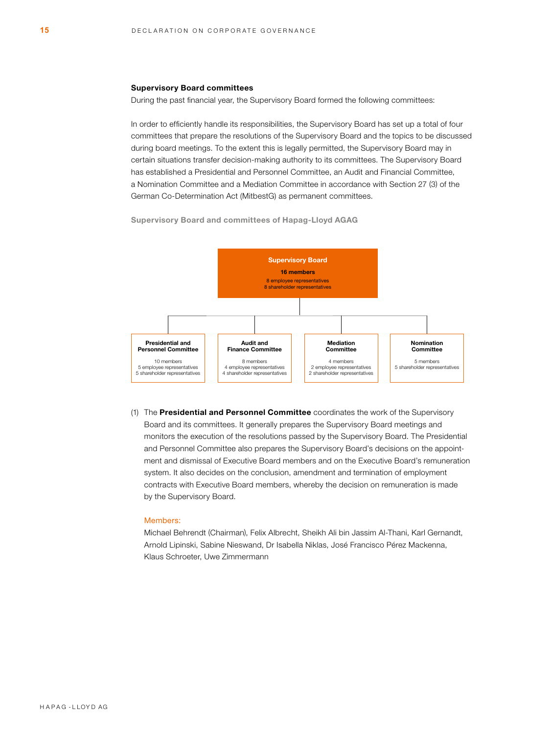### Supervisory Board committees

During the past financial year, the Supervisory Board formed the following committees:

In order to efficiently handle its responsibilities, the Supervisory Board has set up a total of four committees that prepare the resolutions of the Supervisory Board and the topics to be discussed during board meetings. To the extent this is legally permitted, the Supervisory Board may in certain situations transfer decision-making authority to its committees. The Supervisory Board has established a Presidential and Personnel Committee, an Audit and Financial Committee, a Nomination Committee and a Mediation Committee in accordance with Section 27 (3) of the German Co-Determination Act (MitbestG) as permanent committees.

**Supervisory Board and committees of Hapag-Lloyd AGAG**

**Supervisory Board**
**16 members**
8 employee representatives
8 shareholder representatives

| Presidential and Personnel Committee | Audit and Finance Committee | Mediation Committee | Nomination Committee |
|---|---|---|---|
| 10 members | 8 members | 4 members | 5 members |
| 5 employee representatives | 4 employee representatives | 2 employee representatives | 5 shareholder representatives |
| 5 shareholder representatives | 4 shareholder representatives | 2 shareholder representatives | |

(1) The **Presidential and Personnel Committee** coordinates the work of the Supervisory Board and its committees. It generally prepares the Supervisory Board meetings and monitors the execution of the resolutions passed by the Supervisory Board. The Presidential and Personnel Committee also prepares the Supervisory Board's decisions on the appointment and dismissal of Executive Board members and on the Executive Board's remuneration system. It also decides on the conclusion, amendment and termination of employment contracts with Executive Board members, whereby the decision on remuneration is made by the Supervisory Board.

Members:
Michael Behrendt (Chairman), Felix Albrecht, Sheikh Ali bin Jassim Al-Thani, Karl Gernandt, Arnold Lipinski, Sabine Nieswand, Dr Isabella Niklas, José Francisco Pérez Mackenna, Klaus Schroeter, Uwe Zimmermann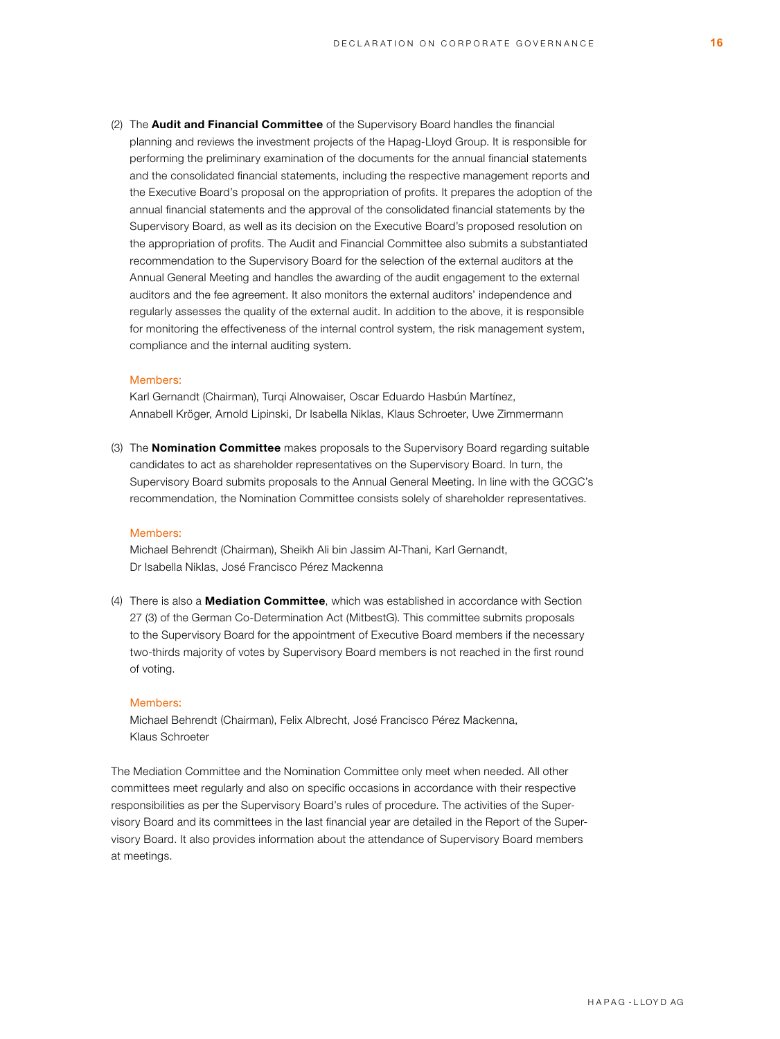(2) The **Audit and Financial Committee** of the Supervisory Board handles the financial planning and reviews the investment projects of the Hapag-Lloyd Group. It is responsible for performing the preliminary examination of the documents for the annual financial statements and the consolidated financial statements, including the respective management reports and the Executive Board's proposal on the appropriation of profits. It prepares the adoption of the annual financial statements and the approval of the consolidated financial statements by the Supervisory Board, as well as its decision on the Executive Board's proposed resolution on the appropriation of profits. The Audit and Financial Committee also submits a substantiated recommendation to the Supervisory Board for the selection of the external auditors at the Annual General Meeting and handles the awarding of the audit engagement to the external auditors and the fee agreement. It also monitors the external auditors' independence and regularly assesses the quality of the external audit. In addition to the above, it is responsible for monitoring the effectiveness of the internal control system, the risk management system, compliance and the internal auditing system.

Members:
Karl Gernandt (Chairman), Turqi Alnowaiser, Oscar Eduardo Hasbún Martínez, Annabell Kröger, Arnold Lipinski, Dr Isabella Niklas, Klaus Schroeter, Uwe Zimmermann

(3) The **Nomination Committee** makes proposals to the Supervisory Board regarding suitable candidates to act as shareholder representatives on the Supervisory Board. In turn, the Supervisory Board submits proposals to the Annual General Meeting. In line with the GCGC's recommendation, the Nomination Committee consists solely of shareholder representatives.

Members:
Michael Behrendt (Chairman), Sheikh Ali bin Jassim Al-Thani, Karl Gernandt, Dr Isabella Niklas, José Francisco Pérez Mackenna

(4) There is also a **Mediation Committee**, which was established in accordance with Section 27 (3) of the German Co-Determination Act (MitbestG). This committee submits proposals to the Supervisory Board for the appointment of Executive Board members if the necessary two-thirds majority of votes by Supervisory Board members is not reached in the first round of voting.

Members:
Michael Behrendt (Chairman), Felix Albrecht, José Francisco Pérez Mackenna, Klaus Schroeter

The Mediation Committee and the Nomination Committee only meet when needed. All other committees meet regularly and also on specific occasions in accordance with their respective responsibilities as per the Supervisory Board's rules of procedure. The activities of the Supervisory Board and its committees in the last financial year are detailed in the Report of the Supervisory Board. It also provides information about the attendance of Supervisory Board members at meetings.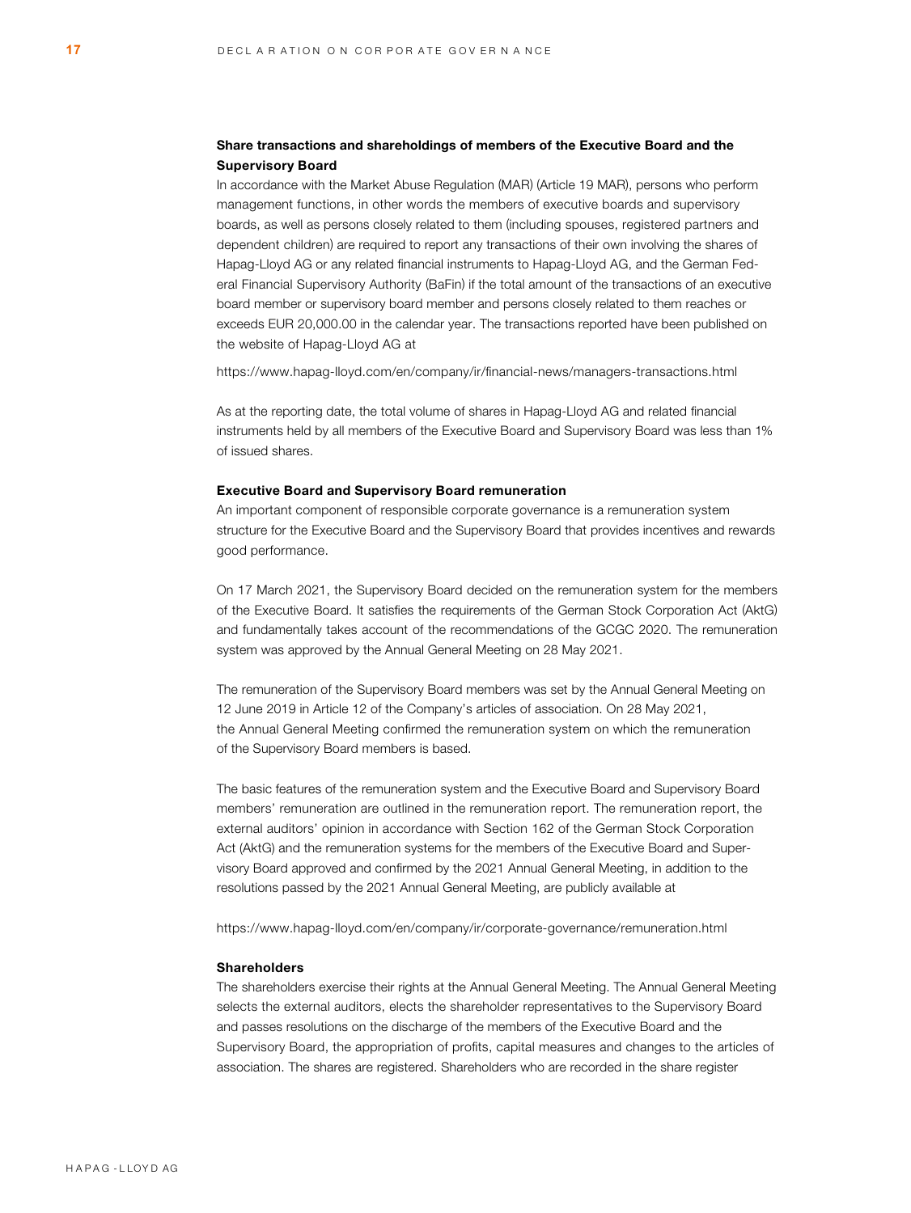### Share transactions and shareholdings of members of the Executive Board and the Supervisory Board

In accordance with the Market Abuse Regulation (MAR) (Article 19 MAR), persons who perform management functions, in other words the members of executive boards and supervisory boards, as well as persons closely related to them (including spouses, registered partners and dependent children) are required to report any transactions of their own involving the shares of Hapag-Lloyd AG or any related financial instruments to Hapag-Lloyd AG, and the German Federal Financial Supervisory Authority (BaFin) if the total amount of the transactions of an executive board member or supervisory board member and persons closely related to them reaches or exceeds EUR 20,000.00 in the calendar year. The transactions reported have been published on the website of Hapag-Lloyd AG at

https://www.hapag-lloyd.com/en/company/ir/financial-news/managers-transactions.html

As at the reporting date, the total volume of shares in Hapag-Lloyd AG and related financial instruments held by all members of the Executive Board and Supervisory Board was less than 1% of issued shares.

### Executive Board and Supervisory Board remuneration

An important component of responsible corporate governance is a remuneration system structure for the Executive Board and the Supervisory Board that provides incentives and rewards good performance.

On 17 March 2021, the Supervisory Board decided on the remuneration system for the members of the Executive Board. It satisfies the requirements of the German Stock Corporation Act (AktG) and fundamentally takes account of the recommendations of the GCGC 2020. The remuneration system was approved by the Annual General Meeting on 28 May 2021.

The remuneration of the Supervisory Board members was set by the Annual General Meeting on 12 June 2019 in Article 12 of the Company's articles of association. On 28 May 2021, the Annual General Meeting confirmed the remuneration system on which the remuneration of the Supervisory Board members is based.

The basic features of the remuneration system and the Executive Board and Supervisory Board members' remuneration are outlined in the remuneration report. The remuneration report, the external auditors' opinion in accordance with Section 162 of the German Stock Corporation Act (AktG) and the remuneration systems for the members of the Executive Board and Supervisory Board approved and confirmed by the 2021 Annual General Meeting, in addition to the resolutions passed by the 2021 Annual General Meeting, are publicly available at

https://www.hapag-lloyd.com/en/company/ir/corporate-governance/remuneration.html

### Shareholders

The shareholders exercise their rights at the Annual General Meeting. The Annual General Meeting selects the external auditors, elects the shareholder representatives to the Supervisory Board and passes resolutions on the discharge of the members of the Executive Board and the Supervisory Board, the appropriation of profits, capital measures and changes to the articles of association. The shares are registered. Shareholders who are recorded in the share register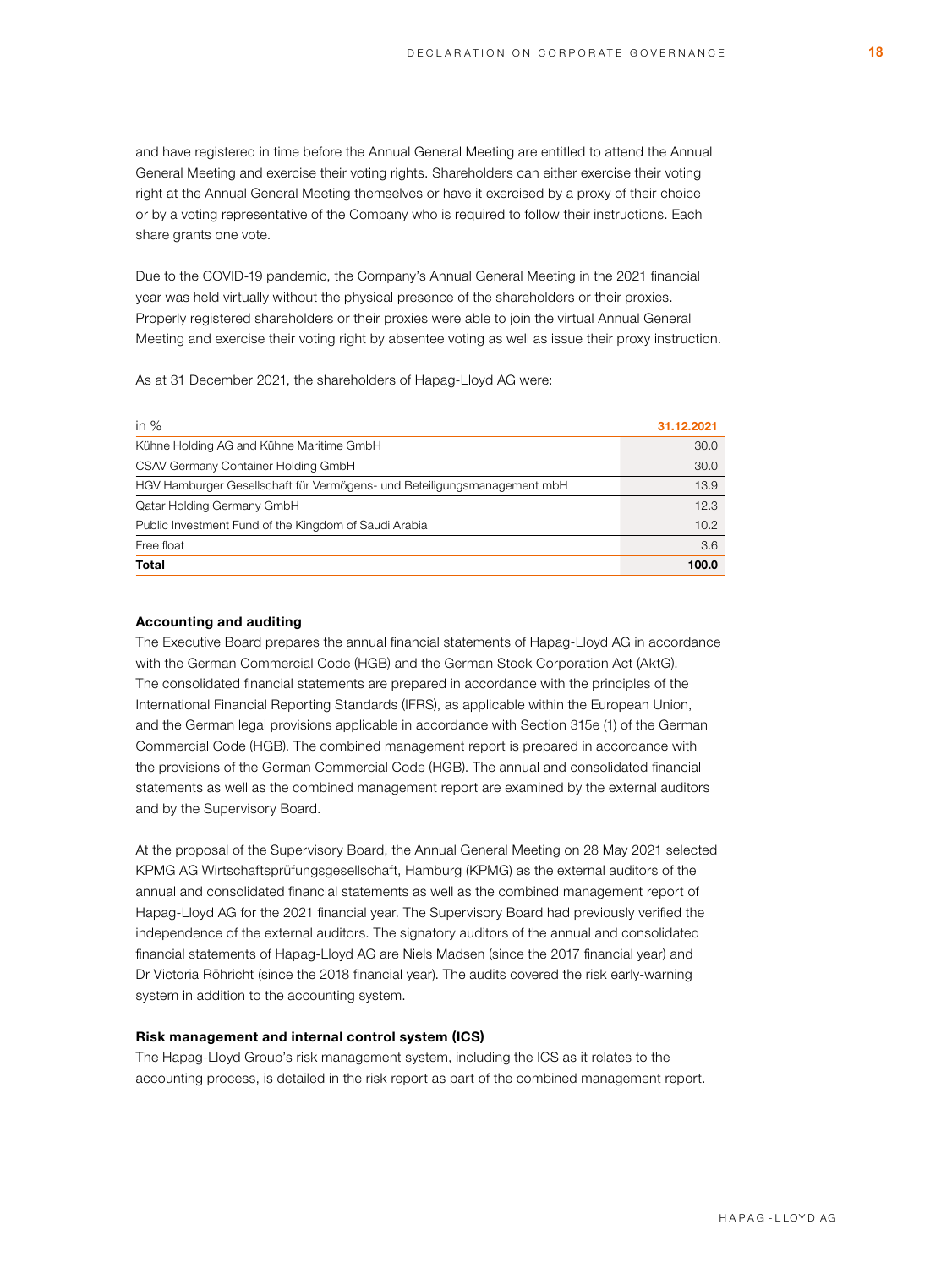and have registered in time before the Annual General Meeting are entitled to attend the Annual General Meeting and exercise their voting rights. Shareholders can either exercise their voting right at the Annual General Meeting themselves or have it exercised by a proxy of their choice or by a voting representative of the Company who is required to follow their instructions. Each share grants one vote.

Due to the COVID-19 pandemic, the Company's Annual General Meeting in the 2021 financial year was held virtually without the physical presence of the shareholders or their proxies. Properly registered shareholders or their proxies were able to join the virtual Annual General Meeting and exercise their voting right by absentee voting as well as issue their proxy instruction.

As at 31 December 2021, the shareholders of Hapag-Lloyd AG were:

| in % | 31.12.2021 |
|---|---|
| Kühne Holding AG and Kühne Maritime GmbH | 30.0 |
| CSAV Germany Container Holding GmbH | 30.0 |
| HGV Hamburger Gesellschaft für Vermögens- und Beteiligungsmanagement mbH | 13.9 |
| Qatar Holding Germany GmbH | 12.3 |
| Public Investment Fund of the Kingdom of Saudi Arabia | 10.2 |
| Free float | 3.6 |
| **Total** | **100.0** |

### Accounting and auditing

The Executive Board prepares the annual financial statements of Hapag-Lloyd AG in accordance with the German Commercial Code (HGB) and the German Stock Corporation Act (AktG). The consolidated financial statements are prepared in accordance with the principles of the International Financial Reporting Standards (IFRS), as applicable within the European Union, and the German legal provisions applicable in accordance with Section 315e (1) of the German Commercial Code (HGB). The combined management report is prepared in accordance with the provisions of the German Commercial Code (HGB). The annual and consolidated financial statements as well as the combined management report are examined by the external auditors and by the Supervisory Board.

At the proposal of the Supervisory Board, the Annual General Meeting on 28 May 2021 selected KPMG AG Wirtschaftsprüfungsgesellschaft, Hamburg (KPMG) as the external auditors of the annual and consolidated financial statements as well as the combined management report of Hapag-Lloyd AG for the 2021 financial year. The Supervisory Board had previously verified the independence of the external auditors. The signatory auditors of the annual and consolidated financial statements of Hapag-Lloyd AG are Niels Madsen (since the 2017 financial year) and Dr Victoria Röhricht (since the 2018 financial year). The audits covered the risk early-warning system in addition to the accounting system.

### Risk management and internal control system (ICS)

The Hapag-Lloyd Group's risk management system, including the ICS as it relates to the accounting process, is detailed in the risk report as part of the combined management report.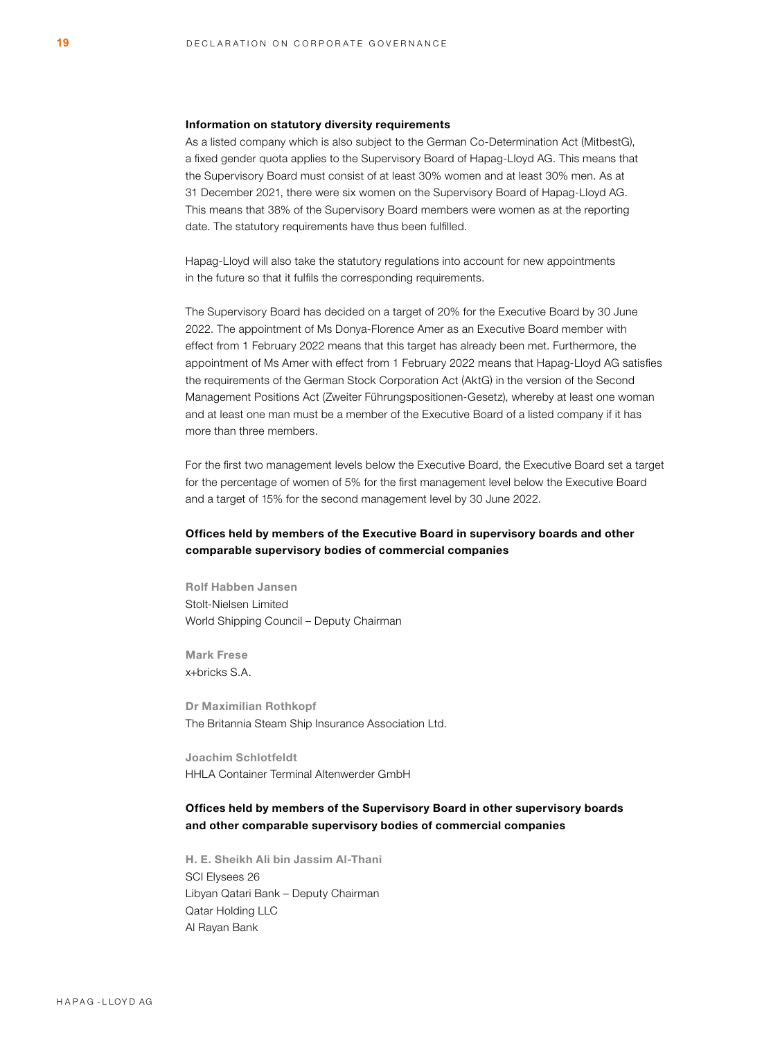### Information on statutory diversity requirements

As a listed company which is also subject to the German Co-Determination Act (MitbestG), a fixed gender quota applies to the Supervisory Board of Hapag-Lloyd AG. This means that the Supervisory Board must consist of at least 30% women and at least 30% men. As at 31 December 2021, there were six women on the Supervisory Board of Hapag-Lloyd AG. This means that 38% of the Supervisory Board members were women as at the reporting date. The statutory requirements have thus been fulfilled.

Hapag-Lloyd will also take the statutory regulations into account for new appointments in the future so that it fulfils the corresponding requirements.

The Supervisory Board has decided on a target of 20% for the Executive Board by 30 June 2022. The appointment of Ms Donya-Florence Amer as an Executive Board member with effect from 1 February 2022 means that this target has already been met. Furthermore, the appointment of Ms Amer with effect from 1 February 2022 means that Hapag-Lloyd AG satisfies the requirements of the German Stock Corporation Act (AktG) in the version of the Second Management Positions Act (Zweiter Führungspositionen-Gesetz), whereby at least one woman and at least one man must be a member of the Executive Board of a listed company if it has more than three members.

For the first two management levels below the Executive Board, the Executive Board set a target for the percentage of women of 5% for the first management level below the Executive Board and a target of 15% for the second management level by 30 June 2022.

### Offices held by members of the Executive Board in supervisory boards and other comparable supervisory bodies of commercial companies

**Rolf Habben Jansen**
Stolt-Nielsen Limited
World Shipping Council – Deputy Chairman

**Mark Frese**
x+bricks S.A.

**Dr Maximilian Rothkopf**
The Britannia Steam Ship Insurance Association Ltd.

**Joachim Schlotfeldt**
HHLA Container Terminal Altenwerder GmbH

### Offices held by members of the Supervisory Board in other supervisory boards and other comparable supervisory bodies of commercial companies

**H. E. Sheikh Ali bin Jassim Al-Thani**
SCI Elysees 26
Libyan Qatari Bank – Deputy Chairman
Qatar Holding LLC
Al Rayan Bank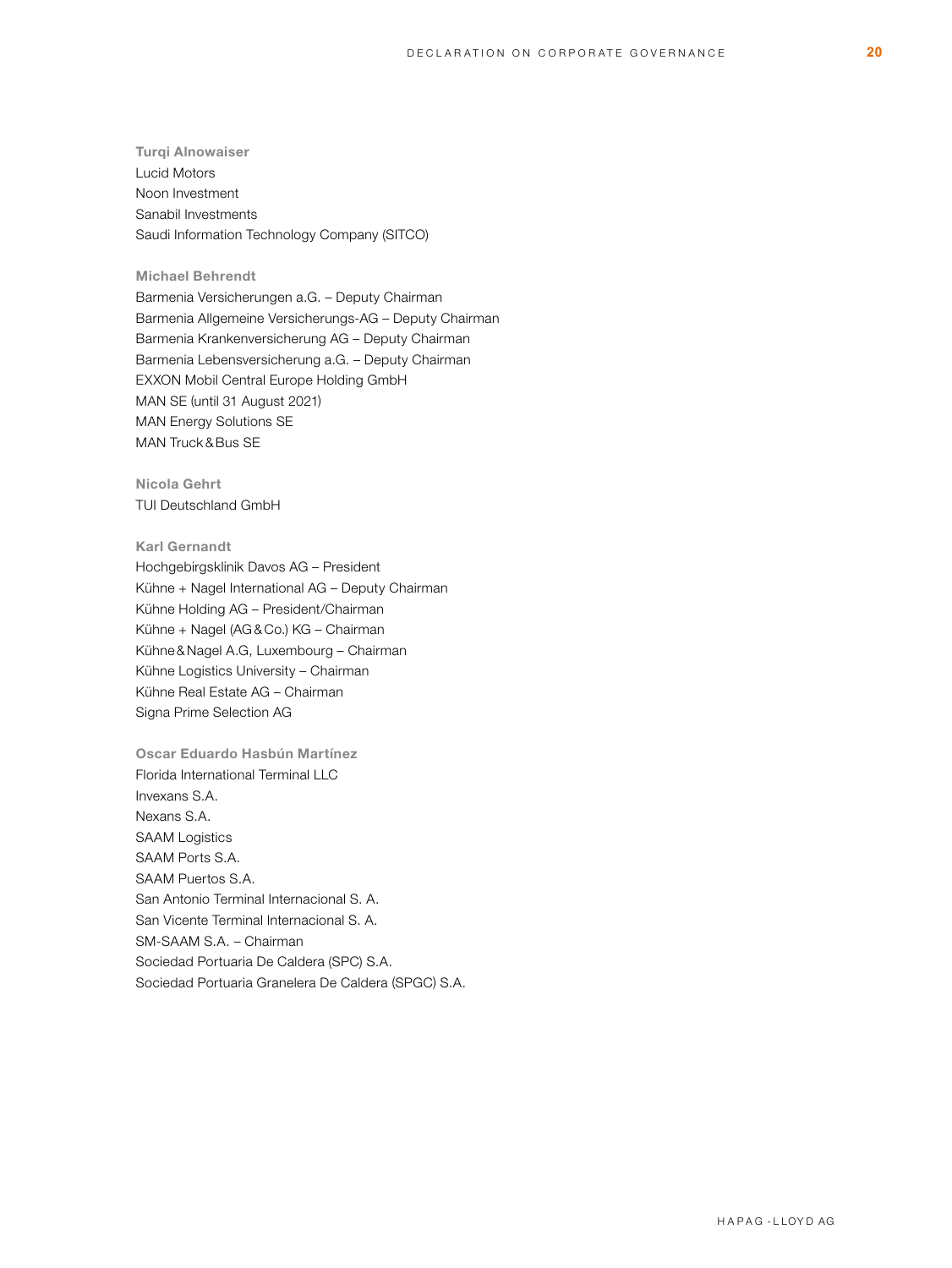**Turqi Alnowaiser**
Lucid Motors
Noon Investment
Sanabil Investments
Saudi Information Technology Company (SITCO)

**Michael Behrendt**
Barmenia Versicherungen a.G. – Deputy Chairman
Barmenia Allgemeine Versicherungs-AG – Deputy Chairman
Barmenia Krankenversicherung AG – Deputy Chairman
Barmenia Lebensversicherung a.G. – Deputy Chairman
EXXON Mobil Central Europe Holding GmbH
MAN SE (until 31 August 2021)
MAN Energy Solutions SE
MAN Truck & Bus SE

**Nicola Gehrt**
TUI Deutschland GmbH

**Karl Gernandt**
Hochgebirgsklinik Davos AG – President
Kühne + Nagel International AG – Deputy Chairman
Kühne Holding AG – President/Chairman
Kühne + Nagel (AG & Co.) KG – Chairman
Kühne & Nagel A.G, Luxembourg – Chairman
Kühne Logistics University – Chairman
Kühne Real Estate AG – Chairman
Signa Prime Selection AG

**Oscar Eduardo Hasbún Martínez**
Florida International Terminal LLC
Invexans S.A.
Nexans S.A.
SAAM Logistics
SAAM Ports S.A.
SAAM Puertos S.A.
San Antonio Terminal Internacional S. A.
San Vicente Terminal Internacional S. A.
SM-SAAM S.A. – Chairman
Sociedad Portuaria De Caldera (SPC) S.A.
Sociedad Portuaria Granelera De Caldera (SPGC) S.A.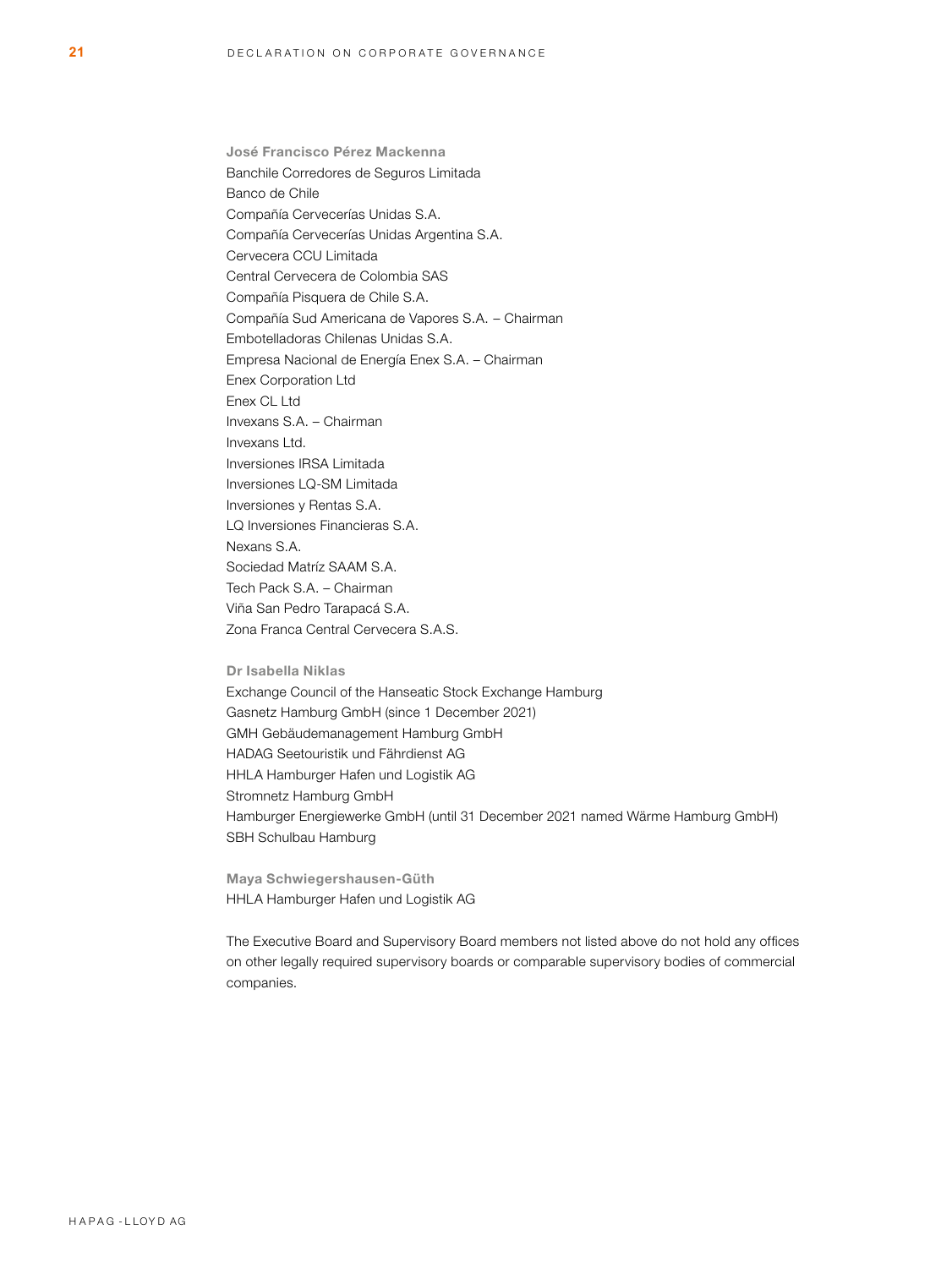**José Francisco Pérez Mackenna**

Banchile Corredores de Seguros Limitada
Banco de Chile
Compañía Cervecerías Unidas S.A.
Compañía Cervecerías Unidas Argentina S.A.
Cervecera CCU Limitada
Central Cervecera de Colombia SAS
Compañía Pisquera de Chile S.A.
Compañía Sud Americana de Vapores S.A. – Chairman
Embotelladoras Chilenas Unidas S.A.
Empresa Nacional de Energía Enex S.A. – Chairman
Enex Corporation Ltd
Enex CL Ltd
Invexans S.A. – Chairman
Invexans Ltd.
Inversiones IRSA Limitada
Inversiones LQ-SM Limitada
Inversiones y Rentas S.A.
LQ Inversiones Financieras S.A.
Nexans S.A.
Sociedad Matríz SAAM S.A.
Tech Pack S.A. – Chairman
Viña San Pedro Tarapacá S.A.
Zona Franca Central Cervecera S.A.S.

**Dr Isabella Niklas**

Exchange Council of the Hanseatic Stock Exchange Hamburg
Gasnetz Hamburg GmbH (since 1 December 2021)
GMH Gebäudemanagement Hamburg GmbH
HADAG Seetouristik und Fährdienst AG
HHLA Hamburger Hafen und Logistik AG
Stromnetz Hamburg GmbH
Hamburger Energiewerke GmbH (until 31 December 2021 named Wärme Hamburg GmbH)
SBH Schulbau Hamburg

**Maya Schwiegershausen-Güth**

HHLA Hamburger Hafen und Logistik AG

The Executive Board and Supervisory Board members not listed above do not hold any offices on other legally required supervisory boards or comparable supervisory bodies of commercial companies.